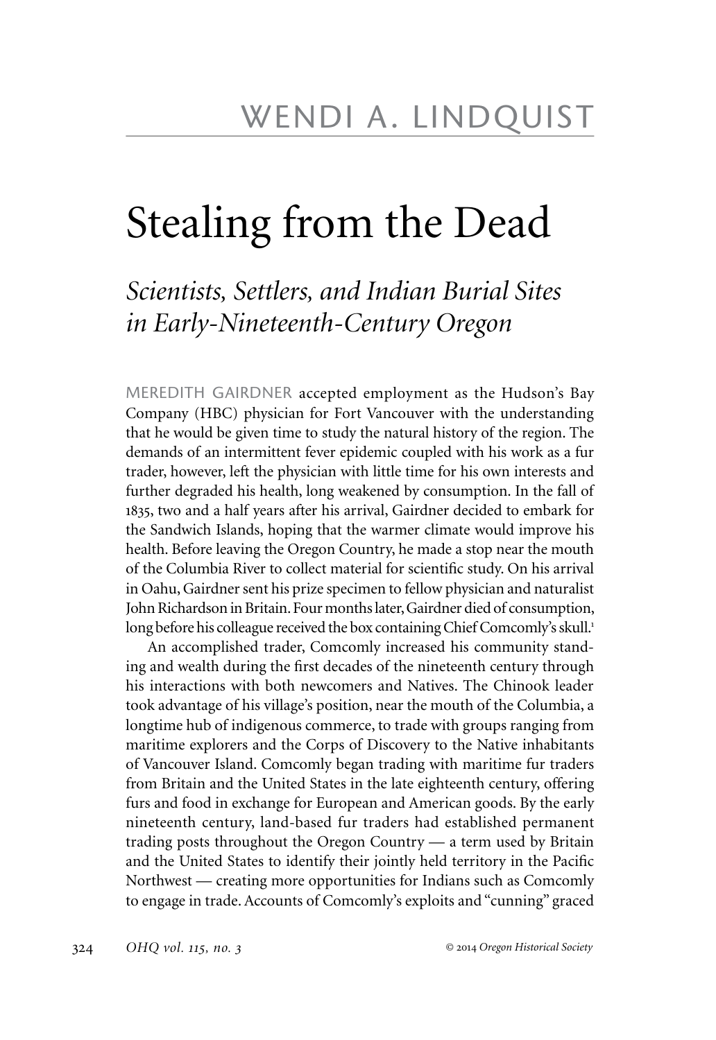WENDI A. LINDQUIST

# Stealing from the Dead

## *Scientists, Settlers, and Indian Burial Sites in Early-Nineteenth-Century Oregon*

MEREDITH GAIRDNER accepted employment as the Hudson's Bay Company (HBC) physician for Fort Vancouver with the understanding that he would be given time to study the natural history of the region. The demands of an intermittent fever epidemic coupled with his work as a fur trader, however, left the physician with little time for his own interests and further degraded his health, long weakened by consumption. In the fall of 1835, two and a half years after his arrival, Gairdner decided to embark for the Sandwich Islands, hoping that the warmer climate would improve his health. Before leaving the Oregon Country, he made a stop near the mouth of the Columbia River to collect material for scientific study. On his arrival in Oahu, Gairdner sent his prize specimen to fellow physician and naturalist John Richardson in Britain. Four months later, Gairdner died of consumption, long before his colleague received the box containing Chief Comcomly's skull.[1]

An accomplished trader, Comcomly increased his community standing and wealth during the first decades of the nineteenth century through his interactions with both newcomers and Natives. The Chinook leader took advantage of his village's position, near the mouth of the Columbia, a longtime hub of indigenous commerce, to trade with groups ranging from maritime explorers and the Corps of Discovery to the Native inhabitants of Vancouver Island. Comcomly began trading with maritime fur traders from Britain and the United States in the late eighteenth century, offering furs and food in exchange for European and American goods. By the early nineteenth century, land-based fur traders had established permanent trading posts throughout the Oregon Country — a term used by Britain and the United States to identify their jointly held territory in the Pacific Northwest — creating more opportunities for Indians such as Comcomly to engage in trade. Accounts of Comcomly's exploits and "cunning" graced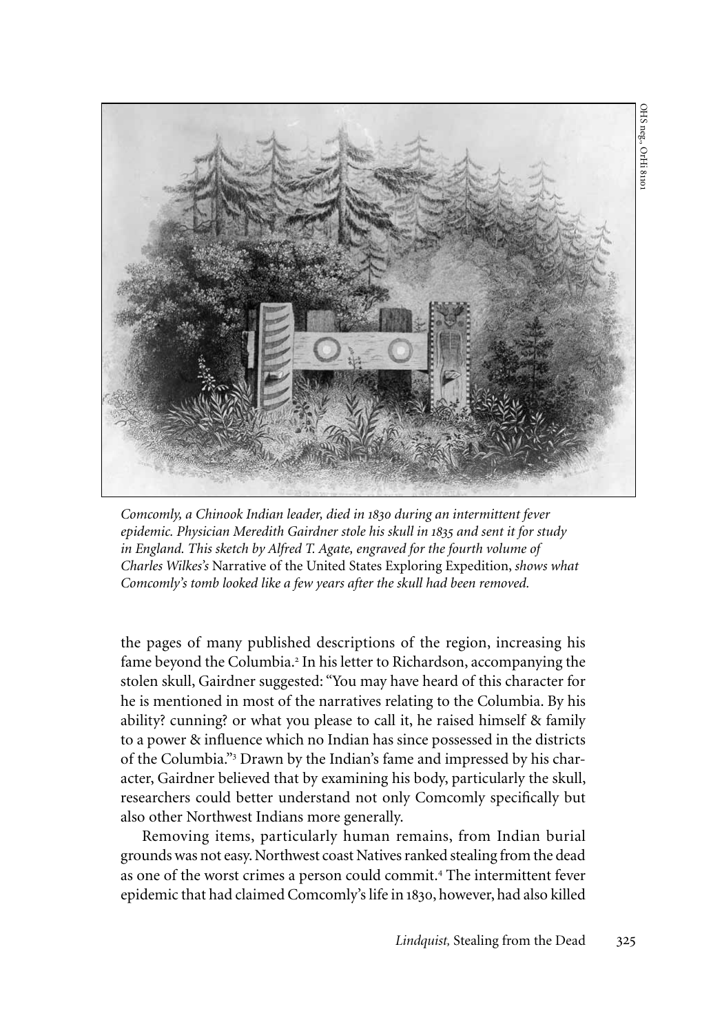OHS neg., OrHi 8101

*Comcomly, a Chinook Indian leader, died in 1830 during an intermittent fever epidemic. Physician Meredith Gairdner stole his skull in 1835 and sent it for study in England. This sketch by Alfred T. Agate, engraved for the fourth volume of Charles Wilkes's* Narrative of the United States Exploring Expedition, *shows what Comcomly's tomb looked like a few years after the skull had been removed.*

the pages of many published descriptions of the region, increasing his fame beyond the Columbia.[2] In his letter to Richardson, accompanying the stolen skull, Gairdner suggested: "You may have heard of this character for he is mentioned in most of the narratives relating to the Columbia. By his ability? cunning? or what you please to call it, he raised himself & family to a power & influence which no Indian has since possessed in the districts of the Columbia."[3] Drawn by the Indian's fame and impressed by his character, Gairdner believed that by examining his body, particularly the skull, researchers could better understand not only Comcomly specifically but also other Northwest Indians more generally.

Removing items, particularly human remains, from Indian burial grounds was not easy. Northwest coast Natives ranked stealing from the dead as one of the worst crimes a person could commit.[4] The intermittent fever epidemic that had claimed Comcomly's life in 1830, however, had also killed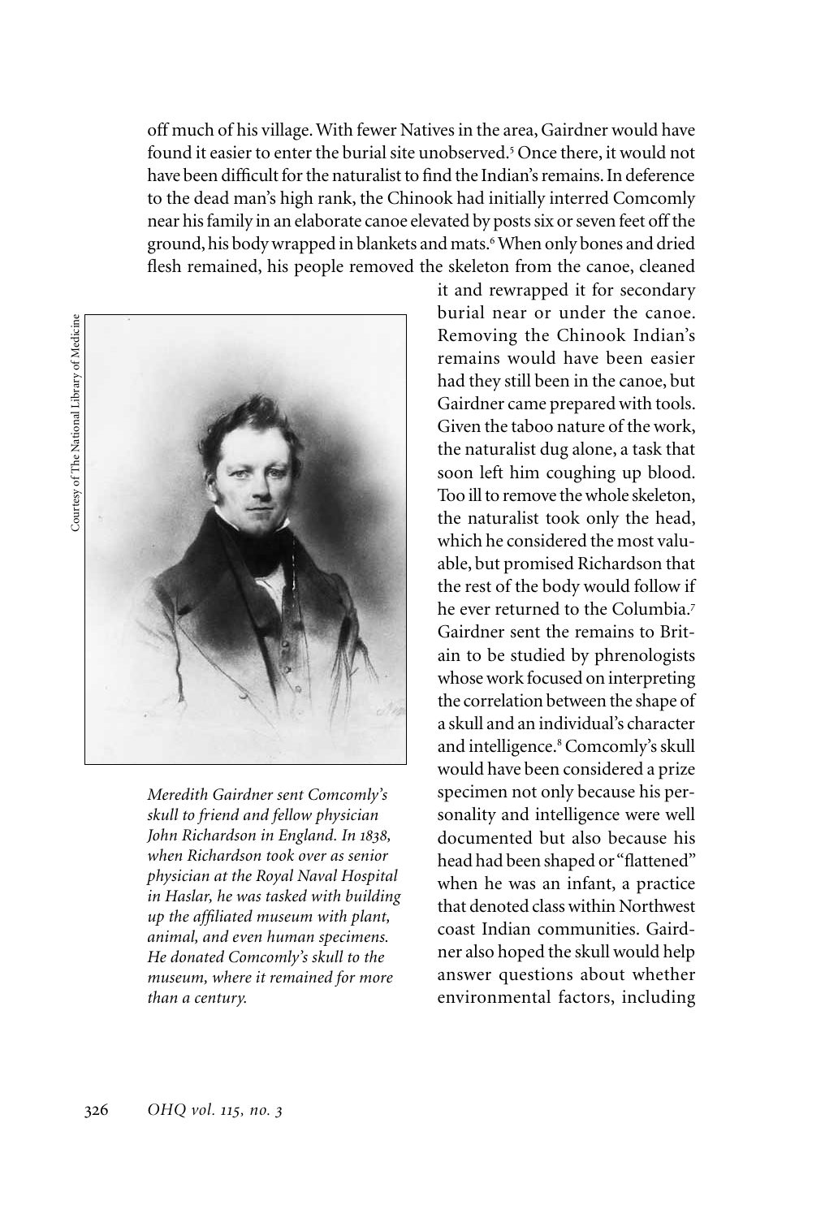off much of his village. With fewer Natives in the area, Gairdner would have found it easier to enter the burial site unobserved.[5] Once there, it would not have been difficult for the naturalist to find the Indian's remains. In deference to the dead man's high rank, the Chinook had initially interred Comcomly near his family in an elaborate canoe elevated by posts six or seven feet off the ground, his body wrapped in blankets and mats.[6] When only bones and dried flesh remained, his people removed the skeleton from the canoe, cleaned it and rewrapped it for secondary burial near or under the canoe. Removing the Chinook Indian's remains would have been easier had they still been in the canoe, but Gairdner came prepared with tools. Given the taboo nature of the work, the naturalist dug alone, a task that soon left him coughing up blood. Too ill to remove the whole skeleton, the naturalist took only the head, which he considered the most valuable, but promised Richardson that the rest of the body would follow if he ever returned to the Columbia.[7] Gairdner sent the remains to Britain to be studied by phrenologists whose work focused on interpreting the correlation between the shape of a skull and an individual's character and intelligence.[8] Comcomly's skull would have been considered a prize specimen not only because his personality and intelligence were well documented but also because his head had been shaped or "flattened" when he was an infant, a practice that denoted class within Northwest coast Indian communities. Gairdner also hoped the skull would help answer questions about whether environmental factors, including

Courtesy of The National Library of Medicine

*Meredith Gairdner sent Comcomly's skull to friend and fellow physician John Richardson in England. In 1838, when Richardson took over as senior physician at the Royal Naval Hospital in Haslar, he was tasked with building up the affiliated museum with plant, animal, and even human specimens. He donated Comcomly's skull to the museum, where it remained for more than a century.*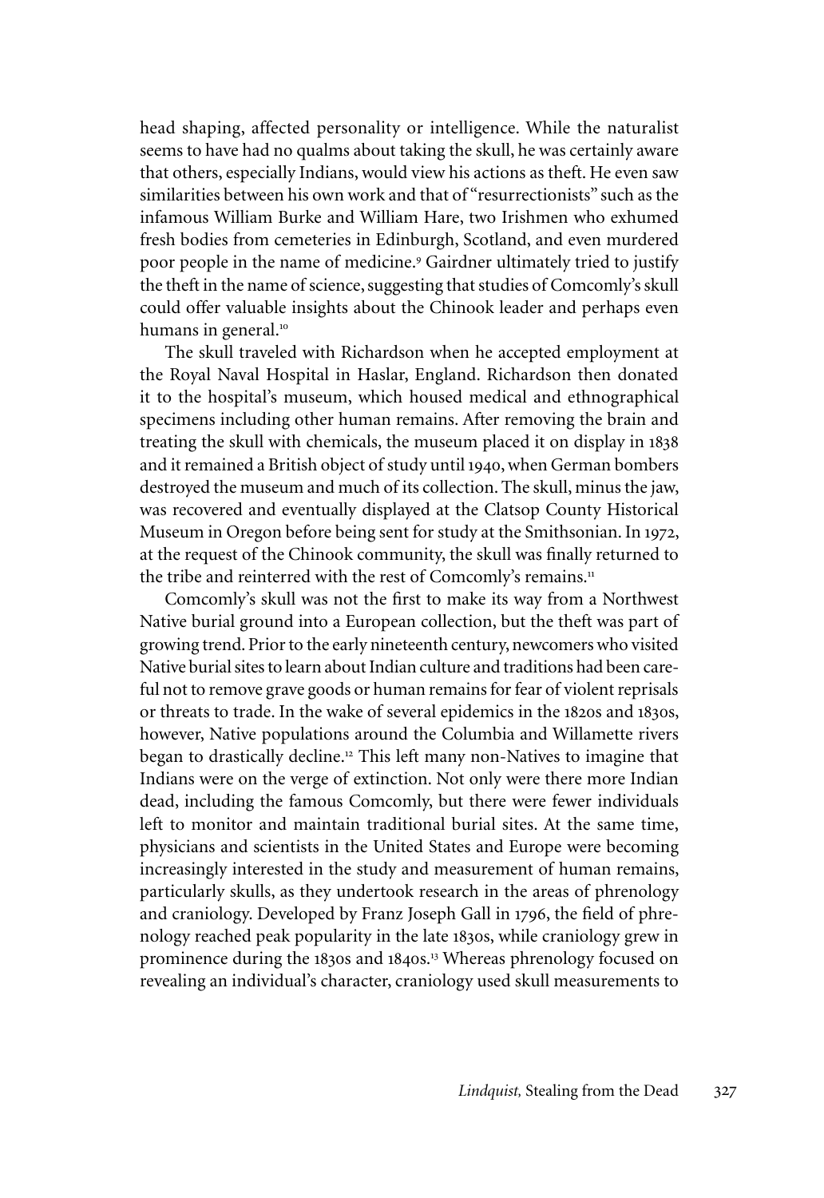head shaping, affected personality or intelligence. While the naturalist seems to have had no qualms about taking the skull, he was certainly aware that others, especially Indians, would view his actions as theft. He even saw similarities between his own work and that of "resurrectionists" such as the infamous William Burke and William Hare, two Irishmen who exhumed fresh bodies from cemeteries in Edinburgh, Scotland, and even murdered poor people in the name of medicine.[9] Gairdner ultimately tried to justify the theft in the name of science, suggesting that studies of Comcomly's skull could offer valuable insights about the Chinook leader and perhaps even humans in general.[10]

The skull traveled with Richardson when he accepted employment at the Royal Naval Hospital in Haslar, England. Richardson then donated it to the hospital's museum, which housed medical and ethnographical specimens including other human remains. After removing the brain and treating the skull with chemicals, the museum placed it on display in 1838 and it remained a British object of study until 1940, when German bombers destroyed the museum and much of its collection. The skull, minus the jaw, was recovered and eventually displayed at the Clatsop County Historical Museum in Oregon before being sent for study at the Smithsonian. In 1972, at the request of the Chinook community, the skull was finally returned to the tribe and reinterred with the rest of Comcomly's remains.[11]

Comcomly's skull was not the first to make its way from a Northwest Native burial ground into a European collection, but the theft was part of growing trend. Prior to the early nineteenth century, newcomers who visited Native burial sites to learn about Indian culture and traditions had been careful not to remove grave goods or human remains for fear of violent reprisals or threats to trade. In the wake of several epidemics in the 1820s and 1830s, however, Native populations around the Columbia and Willamette rivers began to drastically decline.[12] This left many non-Natives to imagine that Indians were on the verge of extinction. Not only were there more Indian dead, including the famous Comcomly, but there were fewer individuals left to monitor and maintain traditional burial sites. At the same time, physicians and scientists in the United States and Europe were becoming increasingly interested in the study and measurement of human remains, particularly skulls, as they undertook research in the areas of phrenology and craniology. Developed by Franz Joseph Gall in 1796, the field of phrenology reached peak popularity in the late 1830s, while craniology grew in prominence during the 1830s and 1840s.[13] Whereas phrenology focused on revealing an individual's character, craniology used skull measurements to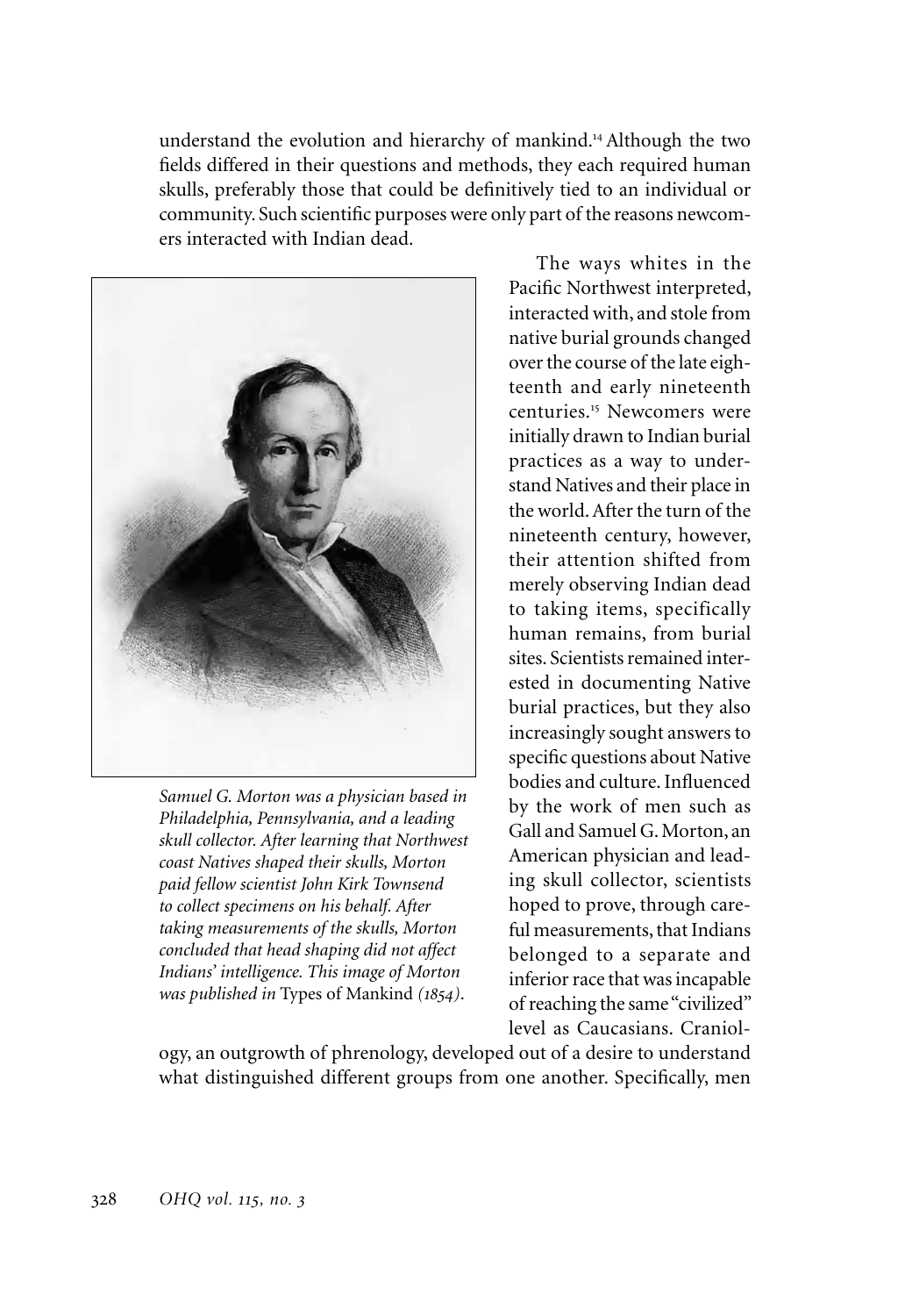understand the evolution and hierarchy of mankind.[14] Although the two fields differed in their questions and methods, they each required human skulls, preferably those that could be definitively tied to an individual or community. Such scientific purposes were only part of the reasons newcomers interacted with Indian dead.

*Samuel G. Morton was a physician based in Philadelphia, Pennsylvania, and a leading skull collector. After learning that Northwest coast Natives shaped their skulls, Morton paid fellow scientist John Kirk Townsend to collect specimens on his behalf. After taking measurements of the skulls, Morton concluded that head shaping did not affect Indians' intelligence. This image of Morton was published in* Types of Mankind *(1854).*

The ways whites in the Pacific Northwest interpreted, interacted with, and stole from native burial grounds changed over the course of the late eighteenth and early nineteenth centuries.[15] Newcomers were initially drawn to Indian burial practices as a way to understand Natives and their place in the world. After the turn of the nineteenth century, however, their attention shifted from merely observing Indian dead to taking items, specifically human remains, from burial sites. Scientists remained interested in documenting Native burial practices, but they also increasingly sought answers to specific questions about Native bodies and culture. Influenced by the work of men such as Gall and Samuel G. Morton, an American physician and leading skull collector, scientists hoped to prove, through careful measurements, that Indians belonged to a separate and inferior race that was incapable of reaching the same "civilized" level as Caucasians. Craniology, an outgrowth of phrenology, developed out of a desire to understand what distinguished different groups from one another. Specifically, men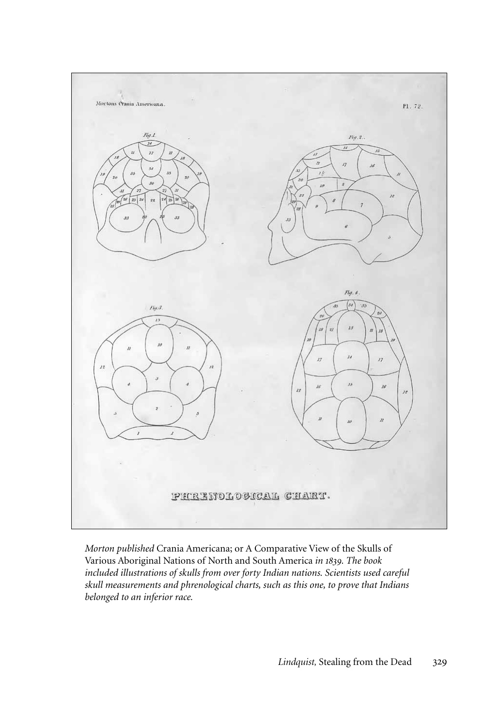*Morton published* Crania Americana; or A Comparative View of the Skulls of Various Aboriginal Nations of North and South America *in 1839. The book included illustrations of skulls from over forty Indian nations. Scientists used careful skull measurements and phrenological charts, such as this one, to prove that Indians belonged to an inferior race.*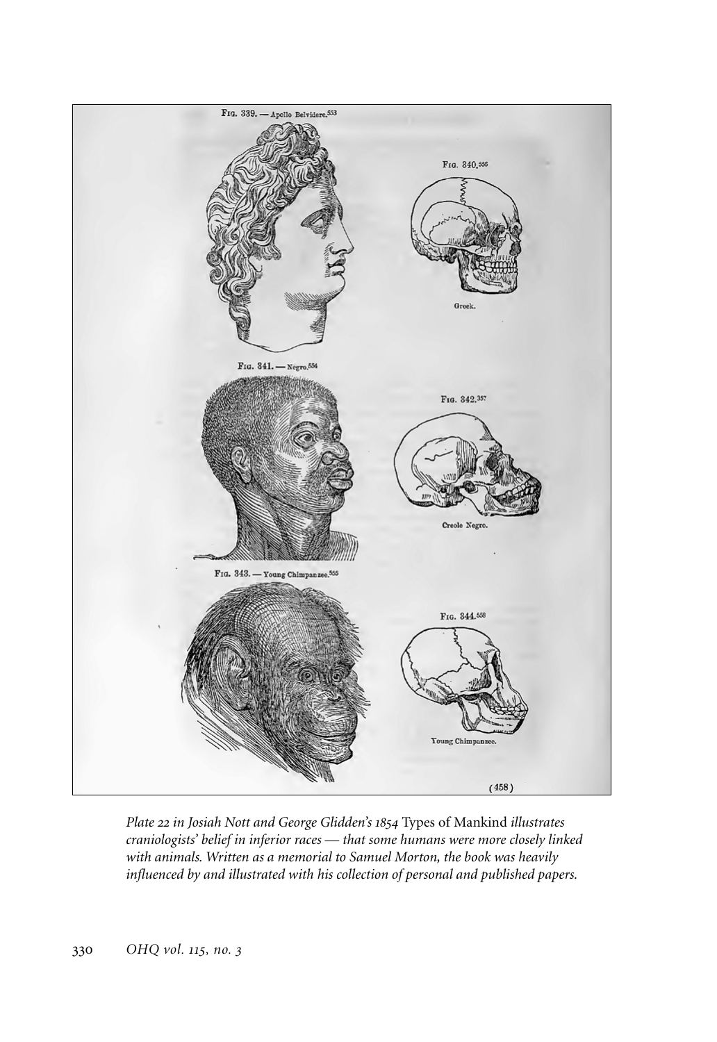*Plate 22 in Josiah Nott and George Glidden's 1854* Types of Mankind *illustrates craniologists' belief in inferior races — that some humans were more closely linked with animals. Written as a memorial to Samuel Morton, the book was heavily influenced by and illustrated with his collection of personal and published papers.*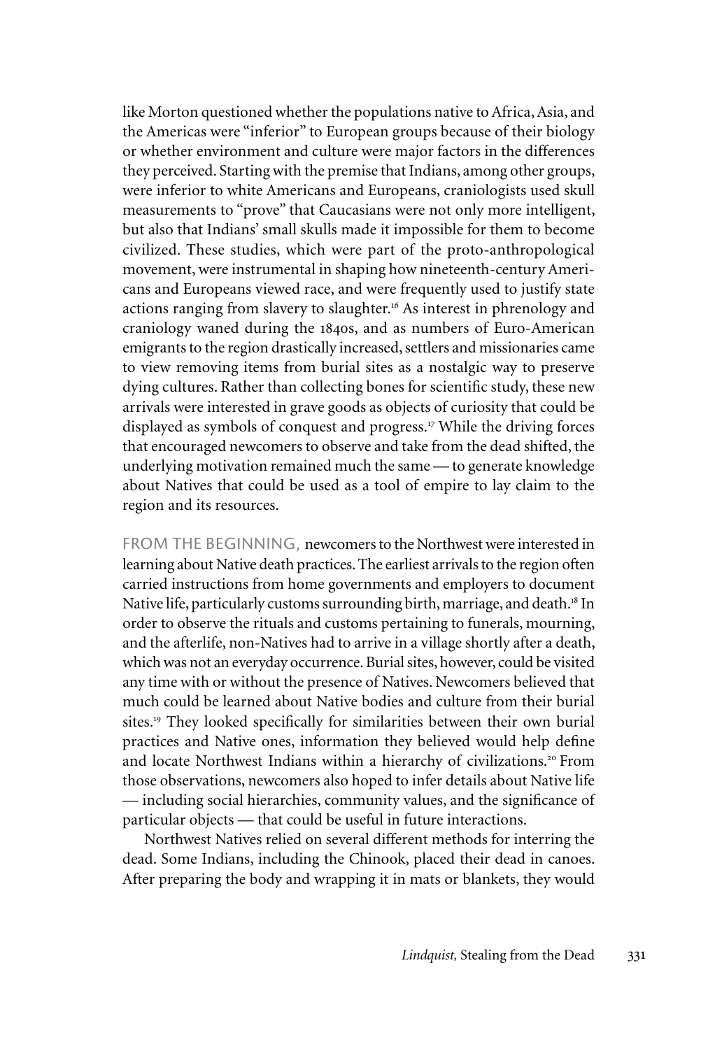like Morton questioned whether the populations native to Africa, Asia, and the Americas were "inferior" to European groups because of their biology or whether environment and culture were major factors in the differences they perceived. Starting with the premise that Indians, among other groups, were inferior to white Americans and Europeans, craniologists used skull measurements to "prove" that Caucasians were not only more intelligent, but also that Indians' small skulls made it impossible for them to become civilized. These studies, which were part of the proto-anthropological movement, were instrumental in shaping how nineteenth-century Americans and Europeans viewed race, and were frequently used to justify state actions ranging from slavery to slaughter.[16] As interest in phrenology and craniology waned during the 1840s, and as numbers of Euro-American emigrants to the region drastically increased, settlers and missionaries came to view removing items from burial sites as a nostalgic way to preserve dying cultures. Rather than collecting bones for scientific study, these new arrivals were interested in grave goods as objects of curiosity that could be displayed as symbols of conquest and progress.[17] While the driving forces that encouraged newcomers to observe and take from the dead shifted, the underlying motivation remained much the same — to generate knowledge about Natives that could be used as a tool of empire to lay claim to the region and its resources.

FROM THE BEGINNING, newcomers to the Northwest were interested in learning about Native death practices. The earliest arrivals to the region often carried instructions from home governments and employers to document Native life, particularly customs surrounding birth, marriage, and death.[18] In order to observe the rituals and customs pertaining to funerals, mourning, and the afterlife, non-Natives had to arrive in a village shortly after a death, which was not an everyday occurrence. Burial sites, however, could be visited any time with or without the presence of Natives. Newcomers believed that much could be learned about Native bodies and culture from their burial sites.[19] They looked specifically for similarities between their own burial practices and Native ones, information they believed would help define and locate Northwest Indians within a hierarchy of civilizations.[20] From those observations, newcomers also hoped to infer details about Native life — including social hierarchies, community values, and the significance of particular objects — that could be useful in future interactions.

Northwest Natives relied on several different methods for interring the dead. Some Indians, including the Chinook, placed their dead in canoes. After preparing the body and wrapping it in mats or blankets, they would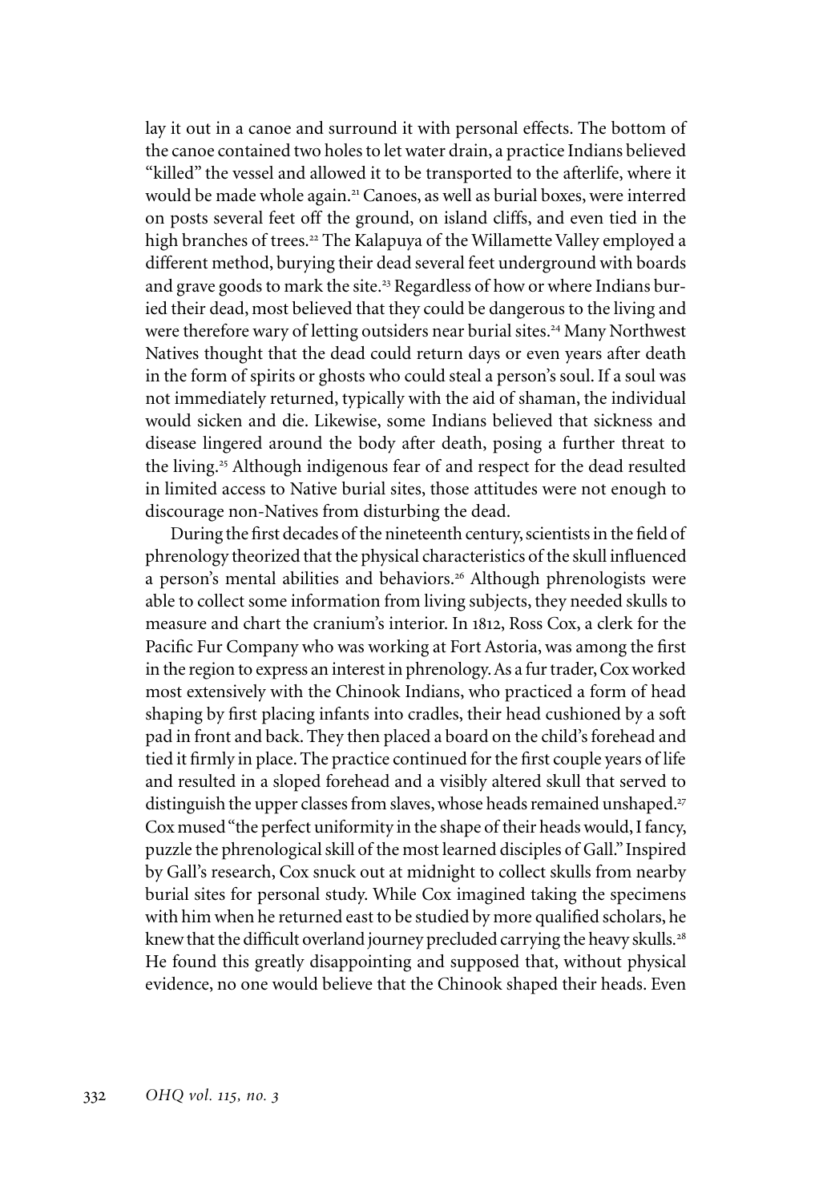lay it out in a canoe and surround it with personal effects. The bottom of the canoe contained two holes to let water drain, a practice Indians believed "killed" the vessel and allowed it to be transported to the afterlife, where it would be made whole again.[21] Canoes, as well as burial boxes, were interred on posts several feet off the ground, on island cliffs, and even tied in the high branches of trees.[22] The Kalapuya of the Willamette Valley employed a different method, burying their dead several feet underground with boards and grave goods to mark the site.[23] Regardless of how or where Indians buried their dead, most believed that they could be dangerous to the living and were therefore wary of letting outsiders near burial sites.[24] Many Northwest Natives thought that the dead could return days or even years after death in the form of spirits or ghosts who could steal a person's soul. If a soul was not immediately returned, typically with the aid of shaman, the individual would sicken and die. Likewise, some Indians believed that sickness and disease lingered around the body after death, posing a further threat to the living.[25] Although indigenous fear of and respect for the dead resulted in limited access to Native burial sites, those attitudes were not enough to discourage non-Natives from disturbing the dead.

During the first decades of the nineteenth century, scientists in the field of phrenology theorized that the physical characteristics of the skull influenced a person's mental abilities and behaviors.[26] Although phrenologists were able to collect some information from living subjects, they needed skulls to measure and chart the cranium's interior. In 1812, Ross Cox, a clerk for the Pacific Fur Company who was working at Fort Astoria, was among the first in the region to express an interest in phrenology. As a fur trader, Cox worked most extensively with the Chinook Indians, who practiced a form of head shaping by first placing infants into cradles, their head cushioned by a soft pad in front and back. They then placed a board on the child's forehead and tied it firmly in place. The practice continued for the first couple years of life and resulted in a sloped forehead and a visibly altered skull that served to distinguish the upper classes from slaves, whose heads remained unshaped.[27] Cox mused "the perfect uniformity in the shape of their heads would, I fancy, puzzle the phrenological skill of the most learned disciples of Gall." Inspired by Gall's research, Cox snuck out at midnight to collect skulls from nearby burial sites for personal study. While Cox imagined taking the specimens with him when he returned east to be studied by more qualified scholars, he knew that the difficult overland journey precluded carrying the heavy skulls.[28] He found this greatly disappointing and supposed that, without physical evidence, no one would believe that the Chinook shaped their heads. Even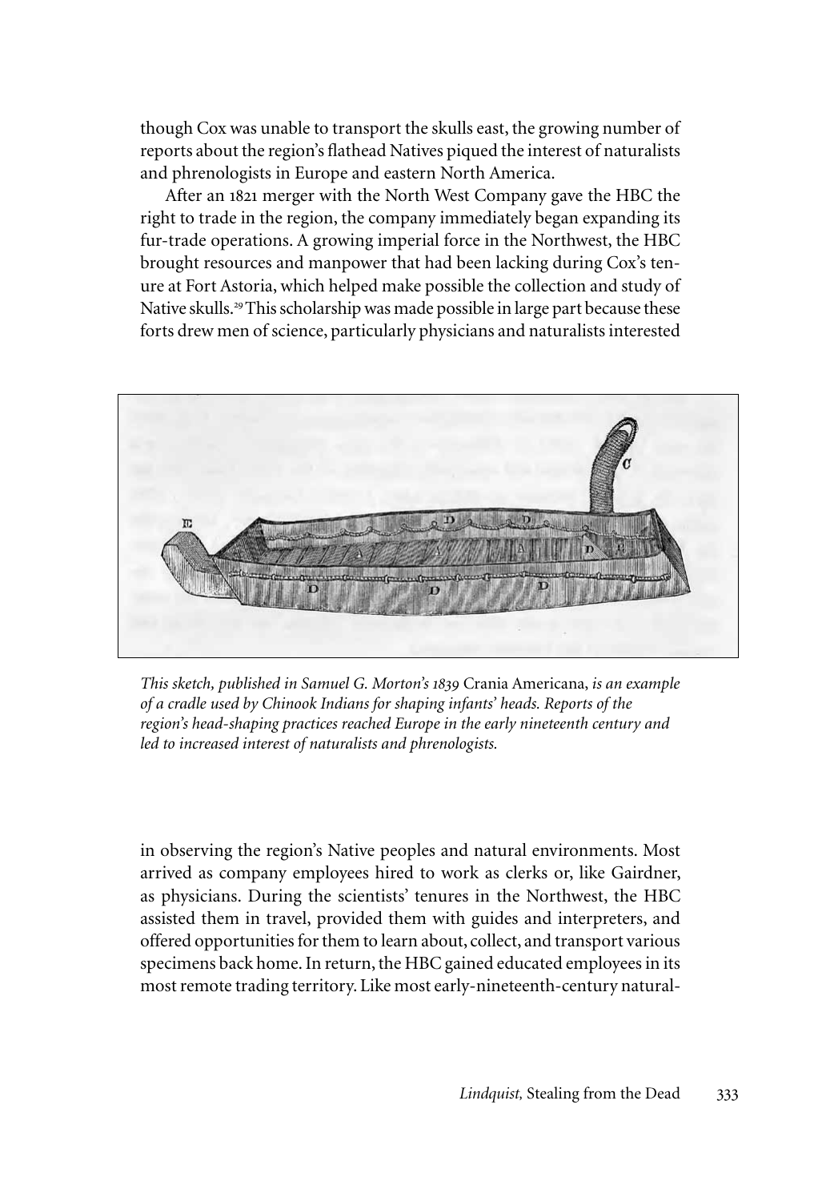though Cox was unable to transport the skulls east, the growing number of reports about the region's flathead Natives piqued the interest of naturalists and phrenologists in Europe and eastern North America.

After an 1821 merger with the North West Company gave the HBC the right to trade in the region, the company immediately began expanding its fur-trade operations. A growing imperial force in the Northwest, the HBC brought resources and manpower that had been lacking during Cox's tenure at Fort Astoria, which helped make possible the collection and study of Native skulls.[29] This scholarship was made possible in large part because these forts drew men of science, particularly physicians and naturalists interested

*This sketch, published in Samuel G. Morton's 1839* Crania Americana, *is an example of a cradle used by Chinook Indians for shaping infants' heads. Reports of the region's head-shaping practices reached Europe in the early nineteenth century and led to increased interest of naturalists and phrenologists.*

in observing the region's Native peoples and natural environments. Most arrived as company employees hired to work as clerks or, like Gairdner, as physicians. During the scientists' tenures in the Northwest, the HBC assisted them in travel, provided them with guides and interpreters, and offered opportunities for them to learn about, collect, and transport various specimens back home. In return, the HBC gained educated employees in its most remote trading territory. Like most early-nineteenth-century natural-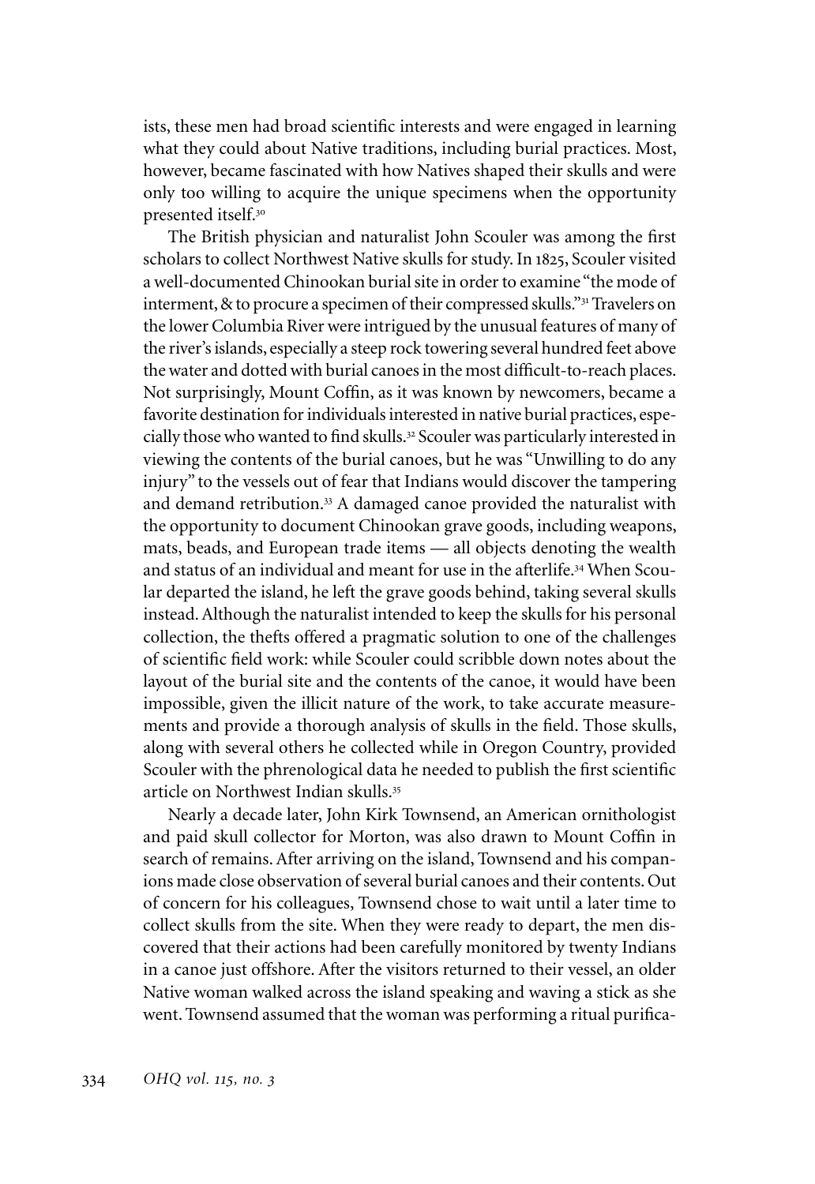ists, these men had broad scientific interests and were engaged in learning what they could about Native traditions, including burial practices. Most, however, became fascinated with how Natives shaped their skulls and were only too willing to acquire the unique specimens when the opportunity presented itself.[30]

The British physician and naturalist John Scouler was among the first scholars to collect Northwest Native skulls for study. In 1825, Scouler visited a well-documented Chinookan burial site in order to examine "the mode of interment, & to procure a specimen of their compressed skulls."[31] Travelers on the lower Columbia River were intrigued by the unusual features of many of the river's islands, especially a steep rock towering several hundred feet above the water and dotted with burial canoes in the most difficult-to-reach places. Not surprisingly, Mount Coffin, as it was known by newcomers, became a favorite destination for individuals interested in native burial practices, especially those who wanted to find skulls.[32] Scouler was particularly interested in viewing the contents of the burial canoes, but he was "Unwilling to do any injury" to the vessels out of fear that Indians would discover the tampering and demand retribution.[33] A damaged canoe provided the naturalist with the opportunity to document Chinookan grave goods, including weapons, mats, beads, and European trade items — all objects denoting the wealth and status of an individual and meant for use in the afterlife.[34] When Scoular departed the island, he left the grave goods behind, taking several skulls instead. Although the naturalist intended to keep the skulls for his personal collection, the thefts offered a pragmatic solution to one of the challenges of scientific field work: while Scouler could scribble down notes about the layout of the burial site and the contents of the canoe, it would have been impossible, given the illicit nature of the work, to take accurate measurements and provide a thorough analysis of skulls in the field. Those skulls, along with several others he collected while in Oregon Country, provided Scouler with the phrenological data he needed to publish the first scientific article on Northwest Indian skulls.[35]

Nearly a decade later, John Kirk Townsend, an American ornithologist and paid skull collector for Morton, was also drawn to Mount Coffin in search of remains. After arriving on the island, Townsend and his companions made close observation of several burial canoes and their contents. Out of concern for his colleagues, Townsend chose to wait until a later time to collect skulls from the site. When they were ready to depart, the men discovered that their actions had been carefully monitored by twenty Indians in a canoe just offshore. After the visitors returned to their vessel, an older Native woman walked across the island speaking and waving a stick as she went. Townsend assumed that the woman was performing a ritual purifica-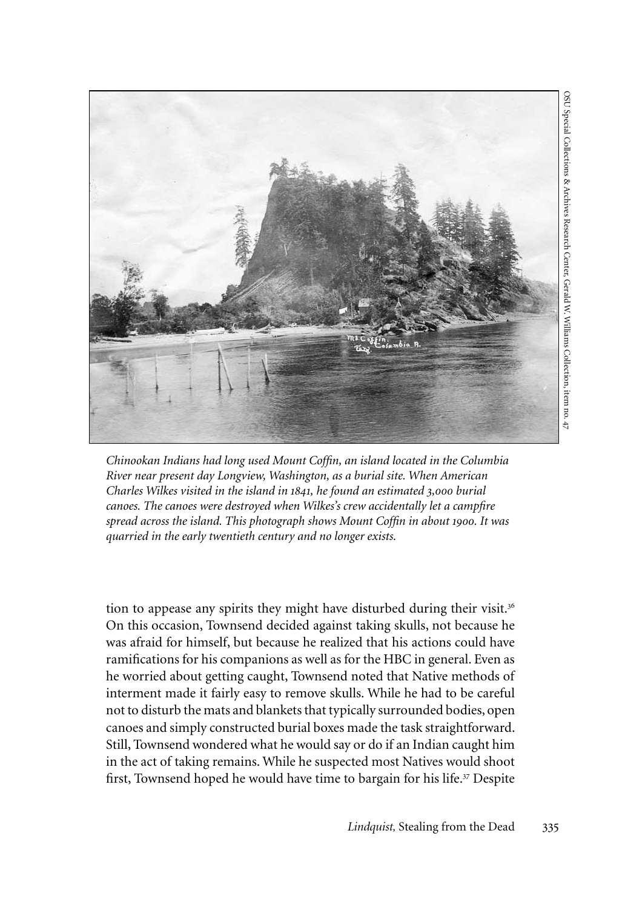*Chinookan Indians had long used Mount Coffin, an island located in the Columbia River near present day Longview, Washington, as a burial site. When American Charles Wilkes visited in the island in 1841, he found an estimated 3,000 burial canoes. The canoes were destroyed when Wilkes's crew accidentally let a campfire spread across the island. This photograph shows Mount Coffin in about 1900. It was quarried in the early twentieth century and no longer exists.*

OSU Special Collections & Archives Research Center, Gerald W. Williams Collection, item no. 47

tion to appease any spirits they might have disturbed during their visit.[36] On this occasion, Townsend decided against taking skulls, not because he was afraid for himself, but because he realized that his actions could have ramifications for his companions as well as for the HBC in general. Even as he worried about getting caught, Townsend noted that Native methods of interment made it fairly easy to remove skulls. While he had to be careful not to disturb the mats and blankets that typically surrounded bodies, open canoes and simply constructed burial boxes made the task straightforward. Still, Townsend wondered what he would say or do if an Indian caught him in the act of taking remains. While he suspected most Natives would shoot first, Townsend hoped he would have time to bargain for his life.[37] Despite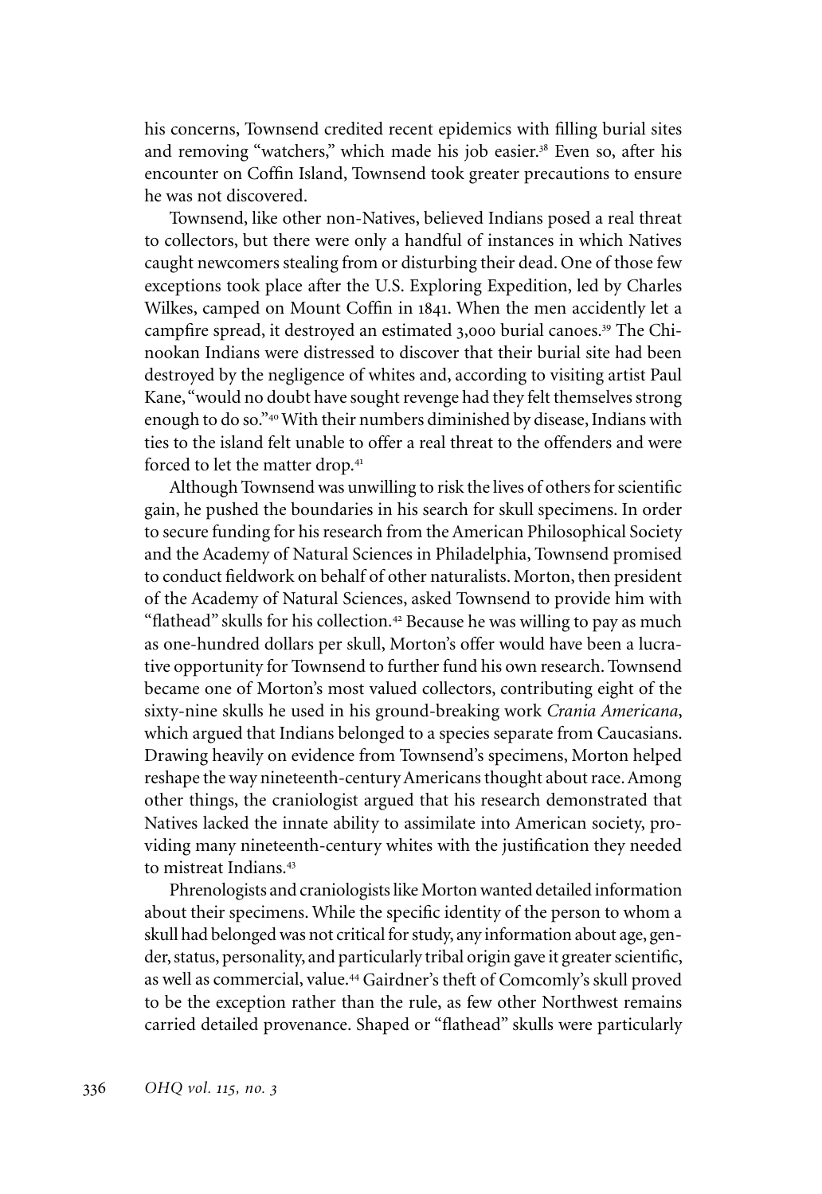his concerns, Townsend credited recent epidemics with filling burial sites and removing "watchers," which made his job easier.[38] Even so, after his encounter on Coffin Island, Townsend took greater precautions to ensure he was not discovered.

Townsend, like other non-Natives, believed Indians posed a real threat to collectors, but there were only a handful of instances in which Natives caught newcomers stealing from or disturbing their dead. One of those few exceptions took place after the U.S. Exploring Expedition, led by Charles Wilkes, camped on Mount Coffin in 1841. When the men accidently let a campfire spread, it destroyed an estimated 3,000 burial canoes.[39] The Chinookan Indians were distressed to discover that their burial site had been destroyed by the negligence of whites and, according to visiting artist Paul Kane, "would no doubt have sought revenge had they felt themselves strong enough to do so."[40] With their numbers diminished by disease, Indians with ties to the island felt unable to offer a real threat to the offenders and were forced to let the matter drop.[41]

Although Townsend was unwilling to risk the lives of others for scientific gain, he pushed the boundaries in his search for skull specimens. In order to secure funding for his research from the American Philosophical Society and the Academy of Natural Sciences in Philadelphia, Townsend promised to conduct fieldwork on behalf of other naturalists. Morton, then president of the Academy of Natural Sciences, asked Townsend to provide him with "flathead" skulls for his collection.[42] Because he was willing to pay as much as one-hundred dollars per skull, Morton's offer would have been a lucrative opportunity for Townsend to further fund his own research. Townsend became one of Morton's most valued collectors, contributing eight of the sixty-nine skulls he used in his ground-breaking work *Crania Americana*, which argued that Indians belonged to a species separate from Caucasians. Drawing heavily on evidence from Townsend's specimens, Morton helped reshape the way nineteenth-century Americans thought about race. Among other things, the craniologist argued that his research demonstrated that Natives lacked the innate ability to assimilate into American society, providing many nineteenth-century whites with the justification they needed to mistreat Indians.[43]

Phrenologists and craniologists like Morton wanted detailed information about their specimens. While the specific identity of the person to whom a skull had belonged was not critical for study, any information about age, gender, status, personality, and particularly tribal origin gave it greater scientific, as well as commercial, value.[44] Gairdner's theft of Comcomly's skull proved to be the exception rather than the rule, as few other Northwest remains carried detailed provenance. Shaped or "flathead" skulls were particularly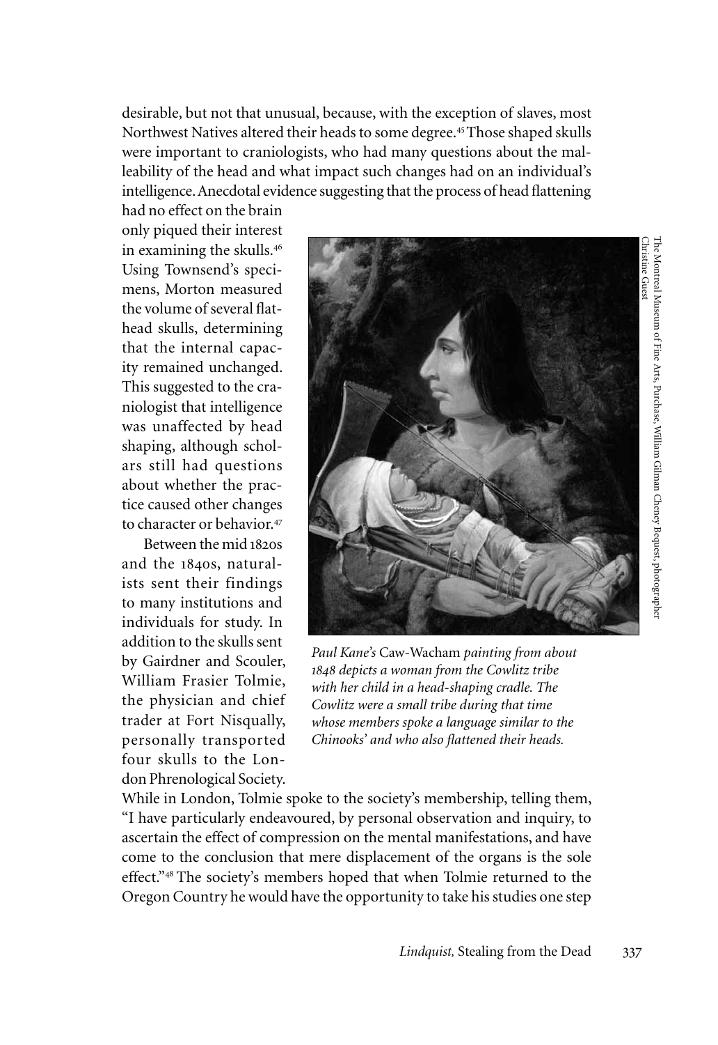desirable, but not that unusual, because, with the exception of slaves, most Northwest Natives altered their heads to some degree.[45] Those shaped skulls were important to craniologists, who had many questions about the malleability of the head and what impact such changes had on an individual's intelligence. Anecdotal evidence suggesting that the process of head flattening had no effect on the brain only piqued their interest in examining the skulls.[46] Using Townsend's specimens, Morton measured the volume of several flathead skulls, determining that the internal capacity remained unchanged. This suggested to the craniologist that intelligence was unaffected by head shaping, although scholars still had questions about whether the practice caused other changes to character or behavior.[47]

Between the mid 1820s and the 1840s, naturalists sent their findings to many institutions and individuals for study. In addition to the skulls sent by Gairdner and Scouler, William Frasier Tolmie, the physician and chief trader at Fort Nisqually, personally transported four skulls to the London Phrenological Society. While in London, Tolmie spoke to the society's membership, telling them, "I have particularly endeavoured, by personal observation and inquiry, to ascertain the effect of compression on the mental manifestations, and have come to the conclusion that mere displacement of the organs is the sole effect."[48] The society's members hoped that when Tolmie returned to the Oregon Country he would have the opportunity to take his studies one step

*Paul Kane's* Caw-Wacham *painting from about 1848 depicts a woman from the Cowlitz tribe with her child in a head-shaping cradle. The Cowlitz were a small tribe during that time whose members spoke a language similar to the Chinooks' and who also flattened their heads.*

The Montreal Museum of Fine Arts, Purchase, William Gilman Cheney Bequest, photographer Christine Guest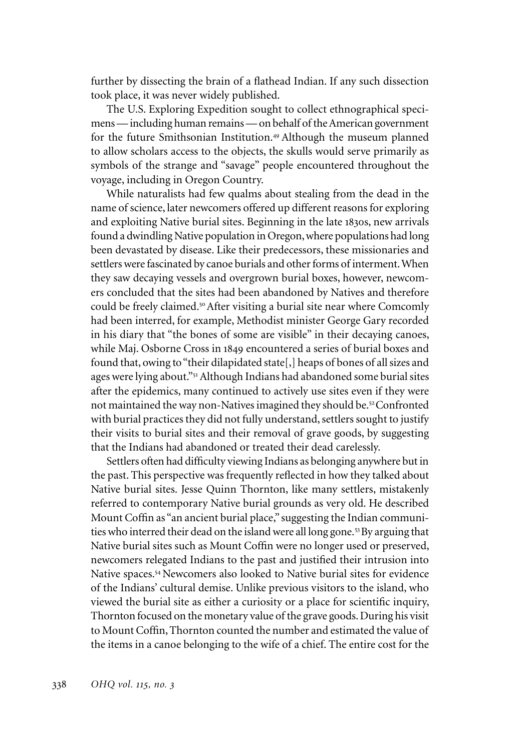further by dissecting the brain of a flathead Indian. If any such dissection took place, it was never widely published.

The U.S. Exploring Expedition sought to collect ethnographical specimens — including human remains — on behalf of the American government for the future Smithsonian Institution.[49] Although the museum planned to allow scholars access to the objects, the skulls would serve primarily as symbols of the strange and "savage" people encountered throughout the voyage, including in Oregon Country.

While naturalists had few qualms about stealing from the dead in the name of science, later newcomers offered up different reasons for exploring and exploiting Native burial sites. Beginning in the late 1830s, new arrivals found a dwindling Native population in Oregon, where populations had long been devastated by disease. Like their predecessors, these missionaries and settlers were fascinated by canoe burials and other forms of interment. When they saw decaying vessels and overgrown burial boxes, however, newcomers concluded that the sites had been abandoned by Natives and therefore could be freely claimed.[50] After visiting a burial site near where Comcomly had been interred, for example, Methodist minister George Gary recorded in his diary that "the bones of some are visible" in their decaying canoes, while Maj. Osborne Cross in 1849 encountered a series of burial boxes and found that, owing to "their dilapidated state[,] heaps of bones of all sizes and ages were lying about."[51] Although Indians had abandoned some burial sites after the epidemics, many continued to actively use sites even if they were not maintained the way non-Natives imagined they should be.[52] Confronted with burial practices they did not fully understand, settlers sought to justify their visits to burial sites and their removal of grave goods, by suggesting that the Indians had abandoned or treated their dead carelessly.

Settlers often had difficulty viewing Indians as belonging anywhere but in the past. This perspective was frequently reflected in how they talked about Native burial sites. Jesse Quinn Thornton, like many settlers, mistakenly referred to contemporary Native burial grounds as very old. He described Mount Coffin as "an ancient burial place," suggesting the Indian communities who interred their dead on the island were all long gone.[53] By arguing that Native burial sites such as Mount Coffin were no longer used or preserved, newcomers relegated Indians to the past and justified their intrusion into Native spaces.[54] Newcomers also looked to Native burial sites for evidence of the Indians' cultural demise. Unlike previous visitors to the island, who viewed the burial site as either a curiosity or a place for scientific inquiry, Thornton focused on the monetary value of the grave goods. During his visit to Mount Coffin, Thornton counted the number and estimated the value of the items in a canoe belonging to the wife of a chief. The entire cost for the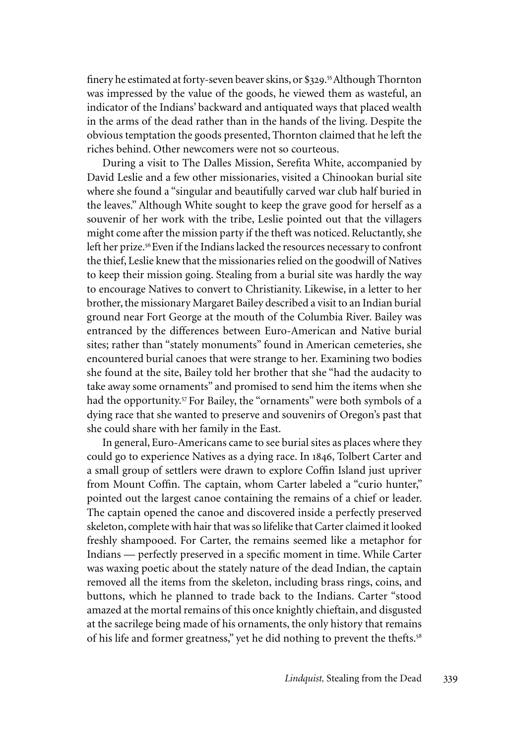finery he estimated at forty-seven beaver skins, or $329.[55] Although Thornton was impressed by the value of the goods, he viewed them as wasteful, an indicator of the Indians' backward and antiquated ways that placed wealth in the arms of the dead rather than in the hands of the living. Despite the obvious temptation the goods presented, Thornton claimed that he left the riches behind. Other newcomers were not so courteous.

During a visit to The Dalles Mission, Serefita White, accompanied by David Leslie and a few other missionaries, visited a Chinookan burial site where she found a "singular and beautifully carved war club half buried in the leaves." Although White sought to keep the grave good for herself as a souvenir of her work with the tribe, Leslie pointed out that the villagers might come after the mission party if the theft was noticed. Reluctantly, she left her prize.[56] Even if the Indians lacked the resources necessary to confront the thief, Leslie knew that the missionaries relied on the goodwill of Natives to keep their mission going. Stealing from a burial site was hardly the way to encourage Natives to convert to Christianity. Likewise, in a letter to her brother, the missionary Margaret Bailey described a visit to an Indian burial ground near Fort George at the mouth of the Columbia River. Bailey was entranced by the differences between Euro-American and Native burial sites; rather than "stately monuments" found in American cemeteries, she encountered burial canoes that were strange to her. Examining two bodies she found at the site, Bailey told her brother that she "had the audacity to take away some ornaments" and promised to send him the items when she had the opportunity.[57] For Bailey, the "ornaments" were both symbols of a dying race that she wanted to preserve and souvenirs of Oregon's past that she could share with her family in the East.

In general, Euro-Americans came to see burial sites as places where they could go to experience Natives as a dying race. In 1846, Tolbert Carter and a small group of settlers were drawn to explore Coffin Island just upriver from Mount Coffin. The captain, whom Carter labeled a "curio hunter," pointed out the largest canoe containing the remains of a chief or leader. The captain opened the canoe and discovered inside a perfectly preserved skeleton, complete with hair that was so lifelike that Carter claimed it looked freshly shampooed. For Carter, the remains seemed like a metaphor for Indians — perfectly preserved in a specific moment in time. While Carter was waxing poetic about the stately nature of the dead Indian, the captain removed all the items from the skeleton, including brass rings, coins, and buttons, which he planned to trade back to the Indians. Carter "stood amazed at the mortal remains of this once knightly chieftain, and disgusted at the sacrilege being made of his ornaments, the only history that remains of his life and former greatness," yet he did nothing to prevent the thefts.[58]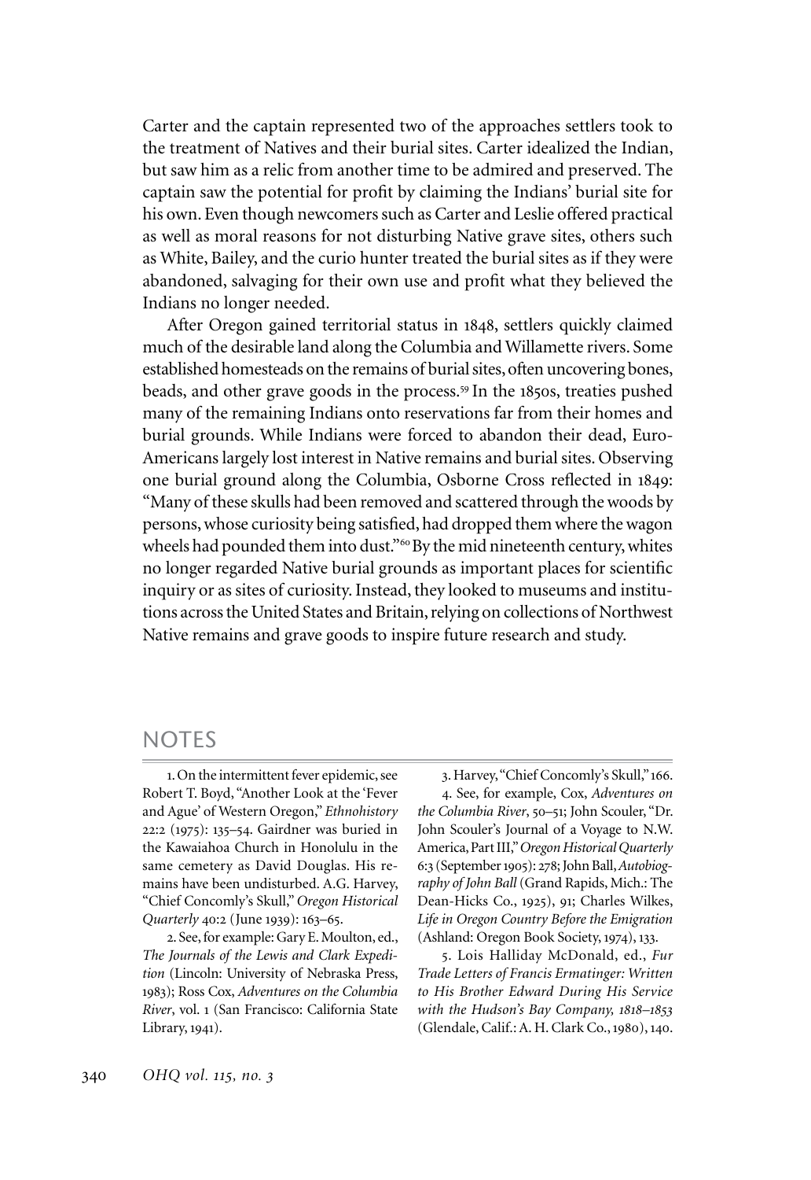Carter and the captain represented two of the approaches settlers took to the treatment of Natives and their burial sites. Carter idealized the Indian, but saw him as a relic from another time to be admired and preserved. The captain saw the potential for profit by claiming the Indians' burial site for his own. Even though newcomers such as Carter and Leslie offered practical as well as moral reasons for not disturbing Native grave sites, others such as White, Bailey, and the curio hunter treated the burial sites as if they were abandoned, salvaging for their own use and profit what they believed the Indians no longer needed.

After Oregon gained territorial status in 1848, settlers quickly claimed much of the desirable land along the Columbia and Willamette rivers. Some established homesteads on the remains of burial sites, often uncovering bones, beads, and other grave goods in the process.[59] In the 1850s, treaties pushed many of the remaining Indians onto reservations far from their homes and burial grounds. While Indians were forced to abandon their dead, Euro-Americans largely lost interest in Native remains and burial sites. Observing one burial ground along the Columbia, Osborne Cross reflected in 1849: "Many of these skulls had been removed and scattered through the woods by persons, whose curiosity being satisfied, had dropped them where the wagon wheels had pounded them into dust."[60] By the mid nineteenth century, whites no longer regarded Native burial grounds as important places for scientific inquiry or as sites of curiosity. Instead, they looked to museums and institutions across the United States and Britain, relying on collections of Northwest Native remains and grave goods to inspire future research and study.

## NOTES

1. On the intermittent fever epidemic, see Robert T. Boyd, "Another Look at the 'Fever and Ague' of Western Oregon," *Ethnohistory* 22:2 (1975): 135–54. Gairdner was buried in the Kawaiahoa Church in Honolulu in the same cemetery as David Douglas. His remains have been undisturbed. A.G. Harvey, "Chief Concomly's Skull," *Oregon Historical Quarterly* 40:2 (June 1939): 163–65.

2. See, for example: Gary E. Moulton, ed., *The Journals of the Lewis and Clark Expedition* (Lincoln: University of Nebraska Press, 1983); Ross Cox, *Adventures on the Columbia River*, vol. 1 (San Francisco: California State Library, 1941).

3. Harvey, "Chief Concomly's Skull," 166.

4. See, for example, Cox, *Adventures on the Columbia River*, 50–51; John Scouler, "Dr. John Scouler's Journal of a Voyage to N.W. America, Part III," *Oregon Historical Quarterly* 6:3 (September 1905): 278; John Ball, *Autobiography of John Ball* (Grand Rapids, Mich.: The Dean-Hicks Co., 1925), 91; Charles Wilkes, *Life in Oregon Country Before the Emigration* (Ashland: Oregon Book Society, 1974), 133.

5. Lois Halliday McDonald, ed., *Fur Trade Letters of Francis Ermatinger: Written to His Brother Edward During His Service with the Hudson's Bay Company, 1818–1853* (Glendale, Calif.: A. H. Clark Co., 1980), 140.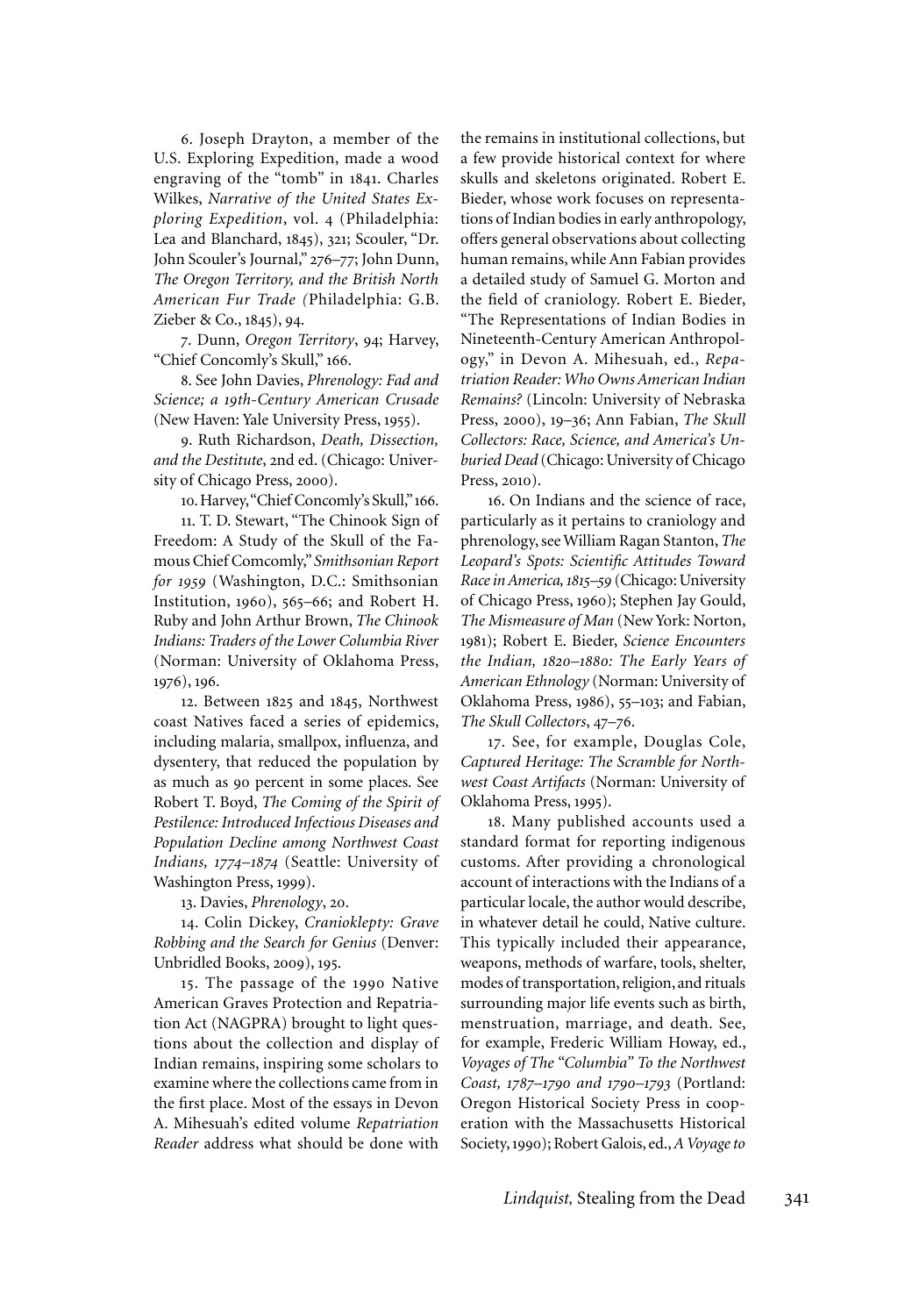6. Joseph Drayton, a member of the U.S. Exploring Expedition, made a wood engraving of the "tomb" in 1841. Charles Wilkes, *Narrative of the United States Exploring Expedition*, vol. 4 (Philadelphia: Lea and Blanchard, 1845), 321; Scouler, "Dr. John Scouler's Journal," 276–77; John Dunn, *The Oregon Territory, and the British North American Fur Trade* (Philadelphia: G.B. Zieber & Co., 1845), 94.

7. Dunn, *Oregon Territory*, 94; Harvey, "Chief Concomly's Skull," 166.

8. See John Davies, *Phrenology: Fad and Science; a 19th-Century American Crusade* (New Haven: Yale University Press, 1955).

9. Ruth Richardson, *Death, Dissection, and the Destitute*, 2nd ed. (Chicago: University of Chicago Press, 2000).

10. Harvey, "Chief Concomly's Skull," 166.

11. T. D. Stewart, "The Chinook Sign of Freedom: A Study of the Skull of the Famous Chief Comcomly," *Smithsonian Report for 1959* (Washington, D.C.: Smithsonian Institution, 1960), 565–66; and Robert H. Ruby and John Arthur Brown, *The Chinook Indians: Traders of the Lower Columbia River* (Norman: University of Oklahoma Press, 1976), 196.

12. Between 1825 and 1845, Northwest coast Natives faced a series of epidemics, including malaria, smallpox, influenza, and dysentery, that reduced the population by as much as 90 percent in some places. See Robert T. Boyd, *The Coming of the Spirit of Pestilence: Introduced Infectious Diseases and Population Decline among Northwest Coast Indians, 1774–1874* (Seattle: University of Washington Press, 1999).

13. Davies, *Phrenology*, 20.

14. Colin Dickey, *Cranioklepty: Grave Robbing and the Search for Genius* (Denver: Unbridled Books, 2009), 195.

15. The passage of the 1990 Native American Graves Protection and Repatriation Act (NAGPRA) brought to light questions about the collection and display of Indian remains, inspiring some scholars to examine where the collections came from in the first place. Most of the essays in Devon A. Mihesuah's edited volume *Repatriation Reader* address what should be done with the remains in institutional collections, but a few provide historical context for where skulls and skeletons originated. Robert E. Bieder, whose work focuses on representations of Indian bodies in early anthropology, offers general observations about collecting human remains, while Ann Fabian provides a detailed study of Samuel G. Morton and the field of craniology. Robert E. Bieder, "The Representations of Indian Bodies in Nineteenth-Century American Anthropology," in Devon A. Mihesuah, ed., *Repatriation Reader: Who Owns American Indian Remains?* (Lincoln: University of Nebraska Press, 2000), 19–36; Ann Fabian, *The Skull Collectors: Race, Science, and America's Unburied Dead* (Chicago: University of Chicago Press, 2010).

16. On Indians and the science of race, particularly as it pertains to craniology and phrenology, see William Ragan Stanton, *The Leopard's Spots: Scientific Attitudes Toward Race in America, 1815–59* (Chicago: University of Chicago Press, 1960); Stephen Jay Gould, *The Mismeasure of Man* (New York: Norton, 1981); Robert E. Bieder, *Science Encounters the Indian, 1820–1880: The Early Years of American Ethnology* (Norman: University of Oklahoma Press, 1986), 55–103; and Fabian, *The Skull Collectors*, 47–76.

17. See, for example, Douglas Cole, *Captured Heritage: The Scramble for Northwest Coast Artifacts* (Norman: University of Oklahoma Press, 1995).

18. Many published accounts used a standard format for reporting indigenous customs. After providing a chronological account of interactions with the Indians of a particular locale, the author would describe, in whatever detail he could, Native culture. This typically included their appearance, weapons, methods of warfare, tools, shelter, modes of transportation, religion, and rituals surrounding major life events such as birth, menstruation, marriage, and death. See, for example, Frederic William Howay, ed., *Voyages of The "Columbia" To the Northwest Coast, 1787–1790 and 1790–1793* (Portland: Oregon Historical Society Press in cooperation with the Massachusetts Historical Society, 1990); Robert Galois, ed., *A Voyage to*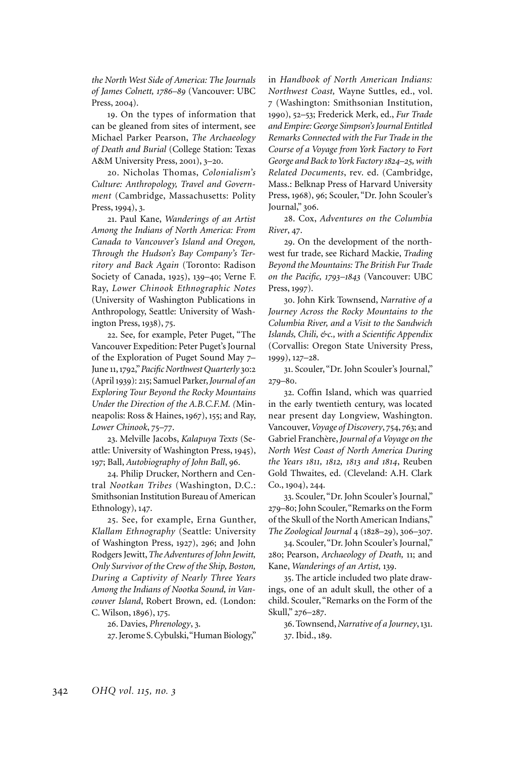*the North West Side of America: The Journals of James Colnett, 1786–89* (Vancouver: UBC Press, 2004).

19. On the types of information that can be gleaned from sites of interment, see Michael Parker Pearson, *The Archaeology of Death and Burial* (College Station: Texas A&M University Press, 2001), 3–20.

20. Nicholas Thomas, *Colonialism's Culture: Anthropology, Travel and Government* (Cambridge, Massachusetts: Polity Press, 1994), 3.

21. Paul Kane, *Wanderings of an Artist Among the Indians of North America: From Canada to Vancouver's Island and Oregon, Through the Hudson's Bay Company's Territory and Back Again* (Toronto: Radison Society of Canada, 1925), 139–40; Verne F. Ray, *Lower Chinook Ethnographic Notes* (University of Washington Publications in Anthropology, Seattle: University of Washington Press, 1938), 75.

22. See, for example, Peter Puget, "The Vancouver Expedition: Peter Puget's Journal of the Exploration of Puget Sound May 7–June 11, 1792," *Pacific Northwest Quarterly* 30:2 (April 1939): 215; Samuel Parker, *Journal of an Exploring Tour Beyond the Rocky Mountains Under the Direction of the A.B.C.F.M. (*Minneapolis: Ross & Haines, 1967), 155; and Ray, *Lower Chinook*, 75–77.

23. Melville Jacobs, *Kalapuya Texts* (Seattle: University of Washington Press, 1945), 197; Ball, *Autobiography of John Ball*, 96.

24. Philip Drucker, Northern and Central *Nootkan Tribes* (Washington, D.C.: Smithsonian Institution Bureau of American Ethnology), 147.

25. See, for example, Erna Gunther, *Klallam Ethnography* (Seattle: University of Washington Press, 1927), 296; and John Rodgers Jewitt, *The Adventures of John Jewitt, Only Survivor of the Crew of the Ship, Boston, During a Captivity of Nearly Three Years Among the Indians of Nootka Sound, in Vancouver Island*, Robert Brown, ed. (London: C. Wilson, 1896), 175.

26. Davies, *Phrenology*, 3.

27. Jerome S. Cybulski, "Human Biology," in *Handbook of North American Indians: Northwest Coast,* Wayne Suttles, ed., vol. 7 (Washington: Smithsonian Institution, 1990), 52–53; Frederick Merk, ed., *Fur Trade and Empire: George Simpson's Journal Entitled Remarks Connected with the Fur Trade in the Course of a Voyage from York Factory to Fort George and Back to York Factory 1824–25, with Related Documents*, rev. ed. (Cambridge, Mass.: Belknap Press of Harvard University Press, 1968), 96; Scouler, "Dr. John Scouler's Journal," 306.

28. Cox, *Adventures on the Columbia River*, 47.

29. On the development of the northwest fur trade, see Richard Mackie, *Trading Beyond the Mountains: The British Fur Trade on the Pacific, 1793–1843* (Vancouver: UBC Press, 1997).

30. John Kirk Townsend, *Narrative of a Journey Across the Rocky Mountains to the Columbia River, and a Visit to the Sandwich Islands, Chili, &c., with a Scientific Appendix* (Corvallis: Oregon State University Press, 1999), 127–28.

31. Scouler, "Dr. John Scouler's Journal," 279–80.

32. Coffin Island, which was quarried in the early twentieth century, was located near present day Longview, Washington. Vancouver, *Voyage of Discovery*, 754, 763; and Gabriel Franchère, *Journal of a Voyage on the North West Coast of North America During the Years 1811, 1812, 1813 and 1814*, Reuben Gold Thwaites, ed. (Cleveland: A.H. Clark Co., 1904), 244.

33. Scouler, "Dr. John Scouler's Journal," 279–80; John Scouler, "Remarks on the Form of the Skull of the North American Indians," *The Zoological Journal* 4 (1828–29), 306–307.

34. Scouler, "Dr. John Scouler's Journal," 280; Pearson, *Archaeology of Death,* 11; and Kane, *Wanderings of an Artist,* 139.

35. The article included two plate drawings, one of an adult skull, the other of a child. Scouler, "Remarks on the Form of the Skull," 276–287.

36. Townsend, *Narrative of a Journey*, 131.

37. Ibid., 189.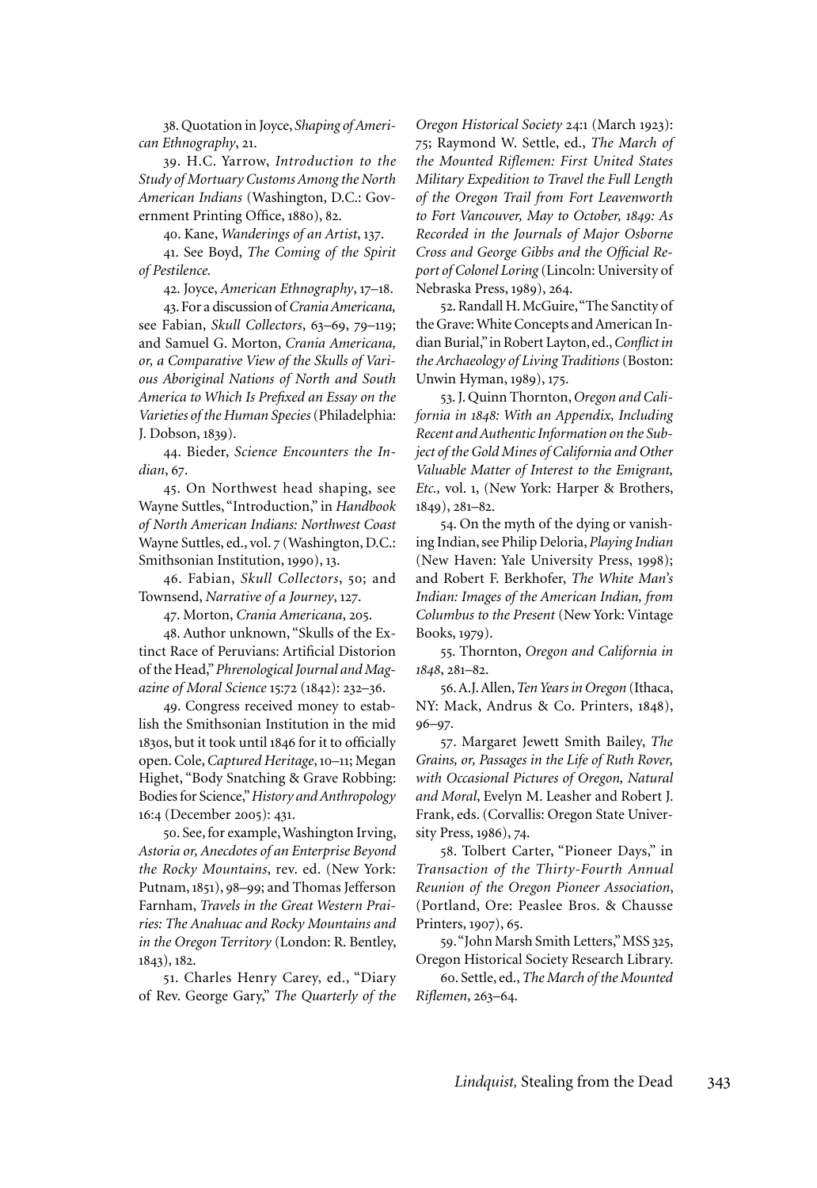38. Quotation in Joyce, *Shaping of American Ethnography*, 21.

39. H.C. Yarrow, *Introduction to the Study of Mortuary Customs Among the North American Indians* (Washington, D.C.: Government Printing Office, 1880), 82.

40. Kane, *Wanderings of an Artist*, 137.

41. See Boyd, *The Coming of the Spirit of Pestilence.*

42. Joyce, *American Ethnography*, 17–18.

43. For a discussion of *Crania Americana,* see Fabian, *Skull Collectors*, 63–69, 79–119; and Samuel G. Morton, *Crania Americana, or, a Comparative View of the Skulls of Various Aboriginal Nations of North and South America to Which Is Prefixed an Essay on the Varieties of the Human Species* (Philadelphia: J. Dobson, 1839).

44. Bieder, *Science Encounters the Indian*, 67.

45. On Northwest head shaping, see Wayne Suttles, "Introduction," in *Handbook of North American Indians: Northwest Coast* Wayne Suttles, ed., vol. 7 (Washington, D.C.: Smithsonian Institution, 1990), 13.

46. Fabian, *Skull Collectors*, 50; and Townsend, *Narrative of a Journey*, 127.

47. Morton, *Crania Americana*, 205.

48. Author unknown, "Skulls of the Extinct Race of Peruvians: Artificial Distorion of the Head," *Phrenological Journal and Magazine of Moral Science* 15:72 (1842): 232–36.

49. Congress received money to establish the Smithsonian Institution in the mid 1830s, but it took until 1846 for it to officially open. Cole, *Captured Heritage*, 10–11; Megan Highet, "Body Snatching & Grave Robbing: Bodies for Science," *History and Anthropology* 16:4 (December 2005): 431.

50. See, for example, Washington Irving, *Astoria or, Anecdotes of an Enterprise Beyond the Rocky Mountains*, rev. ed. (New York: Putnam, 1851), 98–99; and Thomas Jefferson Farnham, *Travels in the Great Western Prairies: The Anahuac and Rocky Mountains and in the Oregon Territory* (London: R. Bentley, 1843), 182.

51. Charles Henry Carey, ed., "Diary of Rev. George Gary," *The Quarterly of the Oregon Historical Society* 24:1 (March 1923): 75; Raymond W. Settle, ed., *The March of the Mounted Riflemen: First United States Military Expedition to Travel the Full Length of the Oregon Trail from Fort Leavenworth to Fort Vancouver, May to October, 1849: As Recorded in the Journals of Major Osborne Cross and George Gibbs and the Official Report of Colonel Loring* (Lincoln: University of Nebraska Press, 1989), 264.

52. Randall H. McGuire, "The Sanctity of the Grave: White Concepts and American Indian Burial," in Robert Layton, ed., *Conflict in the Archaeology of Living Traditions* (Boston: Unwin Hyman, 1989), 175.

53. J. Quinn Thornton, *Oregon and California in 1848: With an Appendix, Including Recent and Authentic Information on the Subject of the Gold Mines of California and Other Valuable Matter of Interest to the Emigrant, Etc.,* vol. 1, (New York: Harper & Brothers, 1849), 281–82.

54. On the myth of the dying or vanishing Indian, see Philip Deloria, *Playing Indian* (New Haven: Yale University Press, 1998); and Robert F. Berkhofer, *The White Man's Indian: Images of the American Indian, from Columbus to the Present* (New York: Vintage Books, 1979).

55. Thornton, *Oregon and California in 1848*, 281–82.

56. A.J. Allen, *Ten Years in Oregon* (Ithaca, NY: Mack, Andrus & Co. Printers, 1848), 96–97.

57. Margaret Jewett Smith Bailey, *The Grains, or, Passages in the Life of Ruth Rover, with Occasional Pictures of Oregon, Natural and Moral*, Evelyn M. Leasher and Robert J. Frank, eds. (Corvallis: Oregon State University Press, 1986), 74.

58. Tolbert Carter, "Pioneer Days," in *Transaction of the Thirty-Fourth Annual Reunion of the Oregon Pioneer Association*, (Portland, Ore: Peaslee Bros. & Chausse Printers, 1907), 65.

59. "John Marsh Smith Letters," MSS 325, Oregon Historical Society Research Library.

60. Settle, ed., *The March of the Mounted Riflemen*, 263–64.